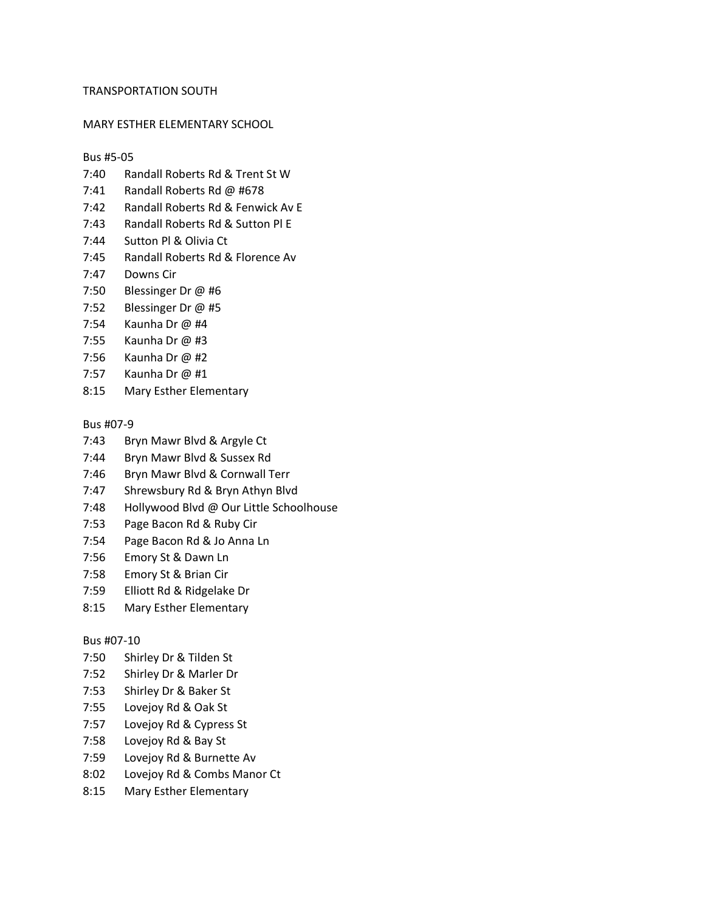TRANSPORTATION SOUTH

MARY ESTHER ELEMENTARY SCHOOL

Bus #5-05

| | |
|---|---|
| 7:40 | Randall Roberts Rd & Trent St W |
| 7:41 | Randall Roberts Rd @ #678 |
| 7:42 | Randall Roberts Rd & Fenwick Av E |
| 7:43 | Randall Roberts Rd & Sutton Pl E |
| 7:44 | Sutton Pl & Olivia Ct |
| 7:45 | Randall Roberts Rd & Florence Av |
| 7:47 | Downs Cir |
| 7:50 | Blessinger Dr @ #6 |
| 7:52 | Blessinger Dr @ #5 |
| 7:54 | Kaunha Dr @ #4 |
| 7:55 | Kaunha Dr @ #3 |
| 7:56 | Kaunha Dr @ #2 |
| 7:57 | Kaunha Dr @ #1 |
| 8:15 | Mary Esther Elementary |

Bus #07-9

| | |
|---|---|
| 7:43 | Bryn Mawr Blvd & Argyle Ct |
| 7:44 | Bryn Mawr Blvd & Sussex Rd |
| 7:46 | Bryn Mawr Blvd & Cornwall Terr |
| 7:47 | Shrewsbury Rd & Bryn Athyn Blvd |
| 7:48 | Hollywood Blvd @ Our Little Schoolhouse |
| 7:53 | Page Bacon Rd & Ruby Cir |
| 7:54 | Page Bacon Rd & Jo Anna Ln |
| 7:56 | Emory St & Dawn Ln |
| 7:58 | Emory St & Brian Cir |
| 7:59 | Elliott Rd & Ridgelake Dr |
| 8:15 | Mary Esther Elementary |

Bus #07-10

| | |
|---|---|
| 7:50 | Shirley Dr & Tilden St |
| 7:52 | Shirley Dr & Marler Dr |
| 7:53 | Shirley Dr & Baker St |
| 7:55 | Lovejoy Rd & Oak St |
| 7:57 | Lovejoy Rd & Cypress St |
| 7:58 | Lovejoy Rd & Bay St |
| 7:59 | Lovejoy Rd & Burnette Av |
| 8:02 | Lovejoy Rd & Combs Manor Ct |
| 8:15 | Mary Esther Elementary |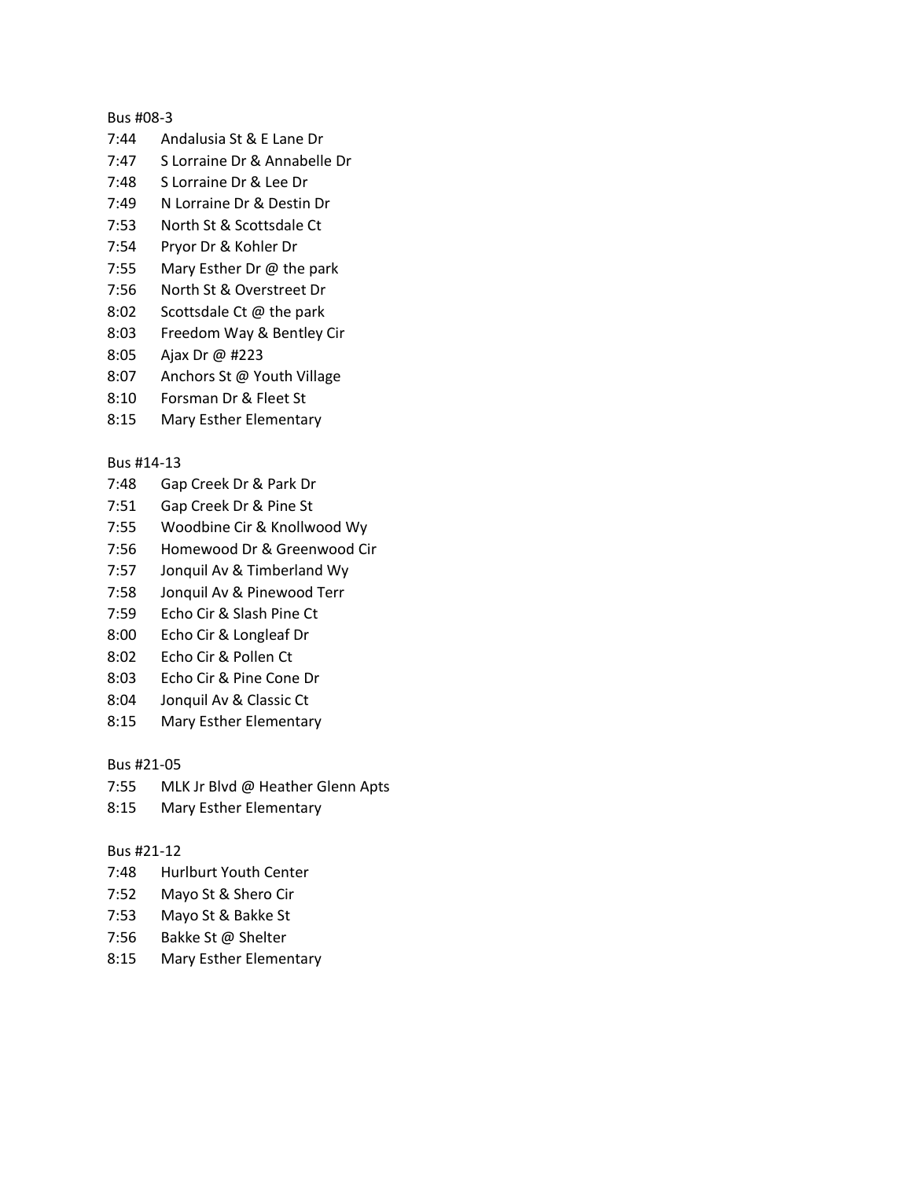Bus #08-3

| | |
|---|---|
| 7:44 | Andalusia St & E Lane Dr |
| 7:47 | S Lorraine Dr & Annabelle Dr |
| 7:48 | S Lorraine Dr & Lee Dr |
| 7:49 | N Lorraine Dr & Destin Dr |
| 7:53 | North St & Scottsdale Ct |
| 7:54 | Pryor Dr & Kohler Dr |
| 7:55 | Mary Esther Dr @ the park |
| 7:56 | North St & Overstreet Dr |
| 8:02 | Scottsdale Ct @ the park |
| 8:03 | Freedom Way & Bentley Cir |
| 8:05 | Ajax Dr @ #223 |
| 8:07 | Anchors St @ Youth Village |
| 8:10 | Forsman Dr & Fleet St |
| 8:15 | Mary Esther Elementary |

Bus #14-13

| | |
|---|---|
| 7:48 | Gap Creek Dr & Park Dr |
| 7:51 | Gap Creek Dr & Pine St |
| 7:55 | Woodbine Cir & Knollwood Wy |
| 7:56 | Homewood Dr & Greenwood Cir |
| 7:57 | Jonquil Av & Timberland Wy |
| 7:58 | Jonquil Av & Pinewood Terr |
| 7:59 | Echo Cir & Slash Pine Ct |
| 8:00 | Echo Cir & Longleaf Dr |
| 8:02 | Echo Cir & Pollen Ct |
| 8:03 | Echo Cir & Pine Cone Dr |
| 8:04 | Jonquil Av & Classic Ct |
| 8:15 | Mary Esther Elementary |

Bus #21-05

| | |
|---|---|
| 7:55 | MLK Jr Blvd @ Heather Glenn Apts |
| 8:15 | Mary Esther Elementary |

Bus #21-12

| | |
|---|---|
| 7:48 | Hurlburt Youth Center |
| 7:52 | Mayo St & Shero Cir |
| 7:53 | Mayo St & Bakke St |
| 7:56 | Bakke St @ Shelter |
| 8:15 | Mary Esther Elementary |